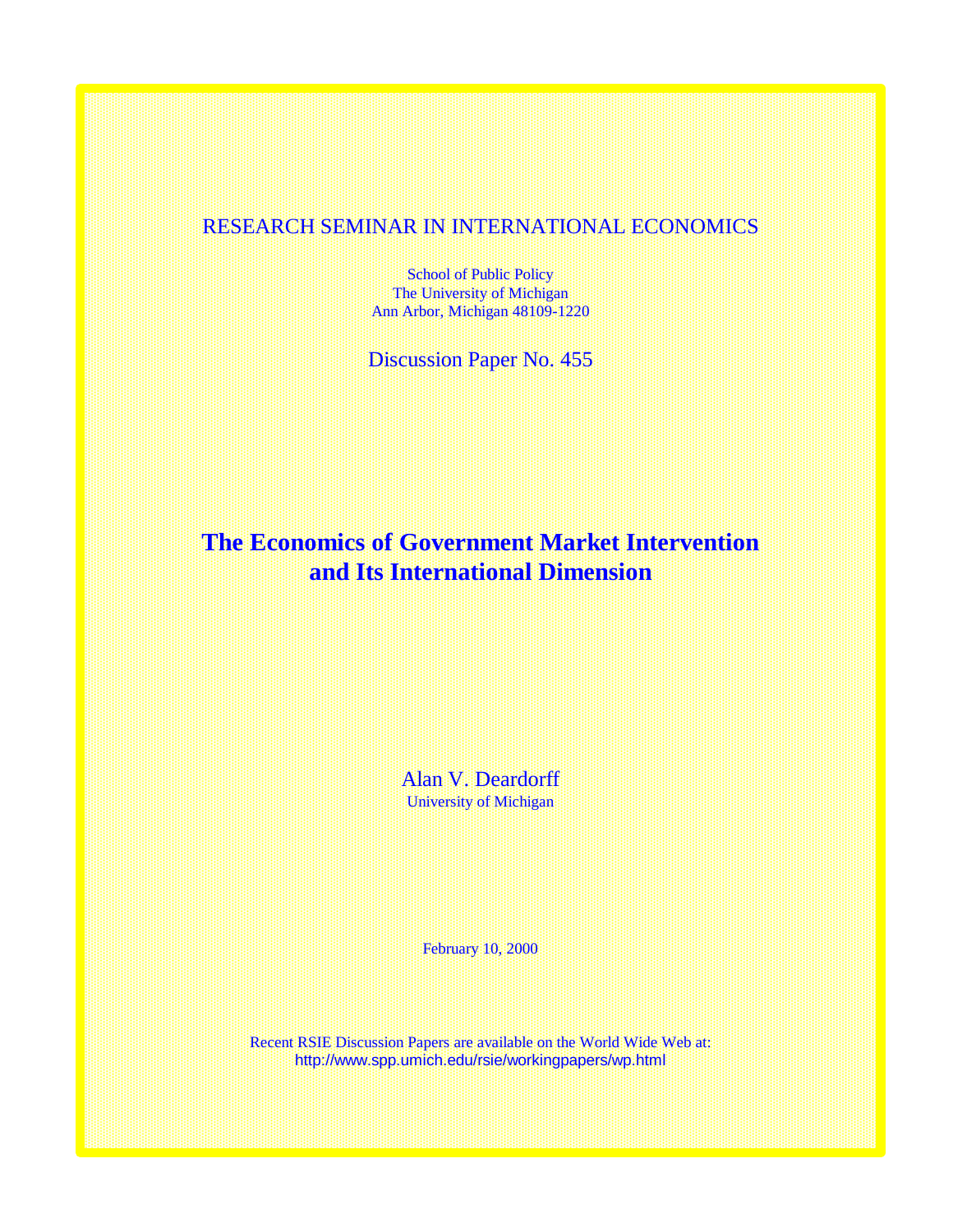RESEARCH SEMINAR IN INTERNATIONAL ECONOMICS

School of Public Policy
The University of Michigan
Ann Arbor, Michigan 48109-1220

Discussion Paper No. 455

# The Economics of Government Market Intervention and Its International Dimension

Alan V. Deardorff
University of Michigan

February 10, 2000

Recent RSIE Discussion Papers are available on the World Wide Web at:
http://www.spp.umich.edu/rsie/workingpapers/wp.html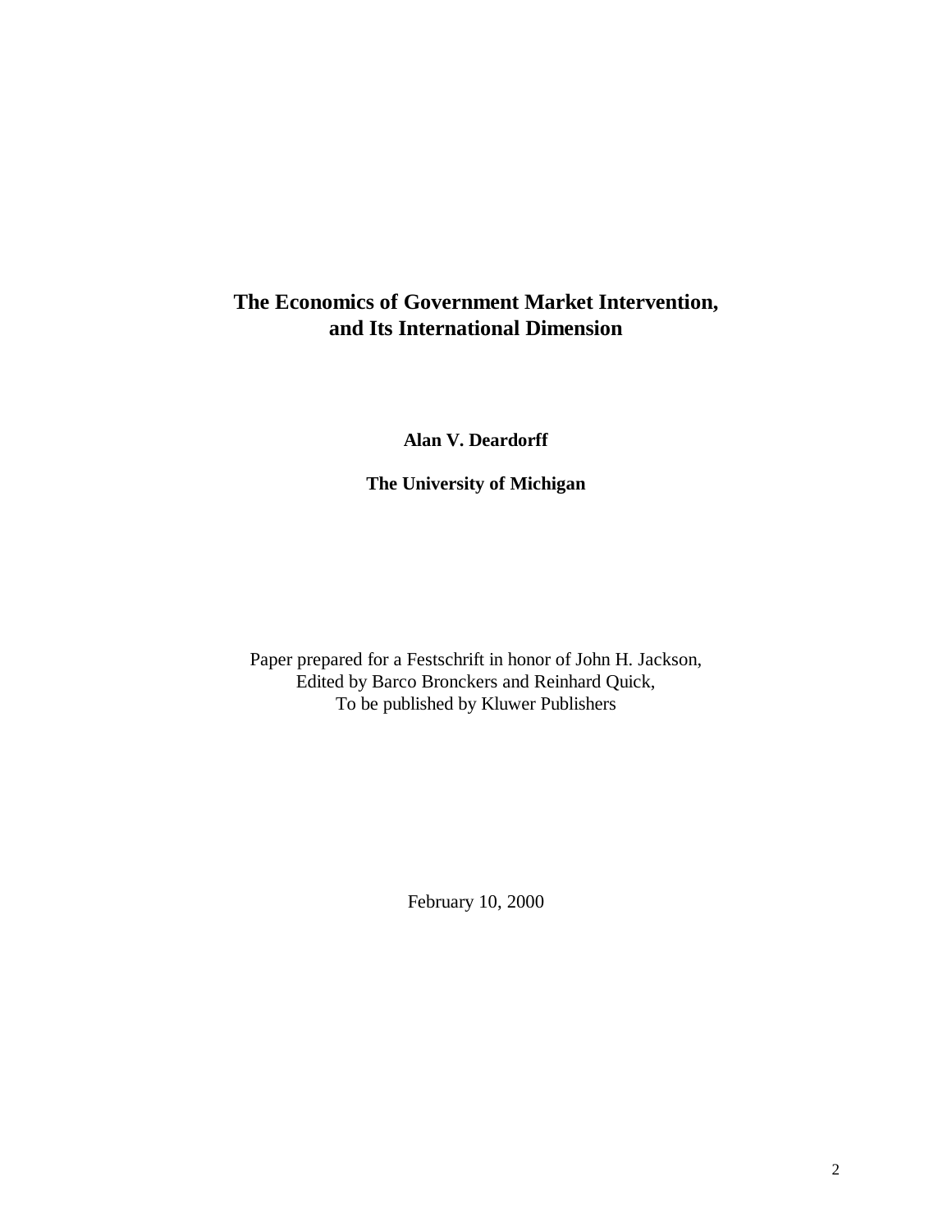# The Economics of Government Market Intervention, and Its International Dimension

**Alan V. Deardorff**

**The University of Michigan**

Paper prepared for a Festschrift in honor of John H. Jackson,
Edited by Barco Bronckers and Reinhard Quick,
To be published by Kluwer Publishers

February 10, 2000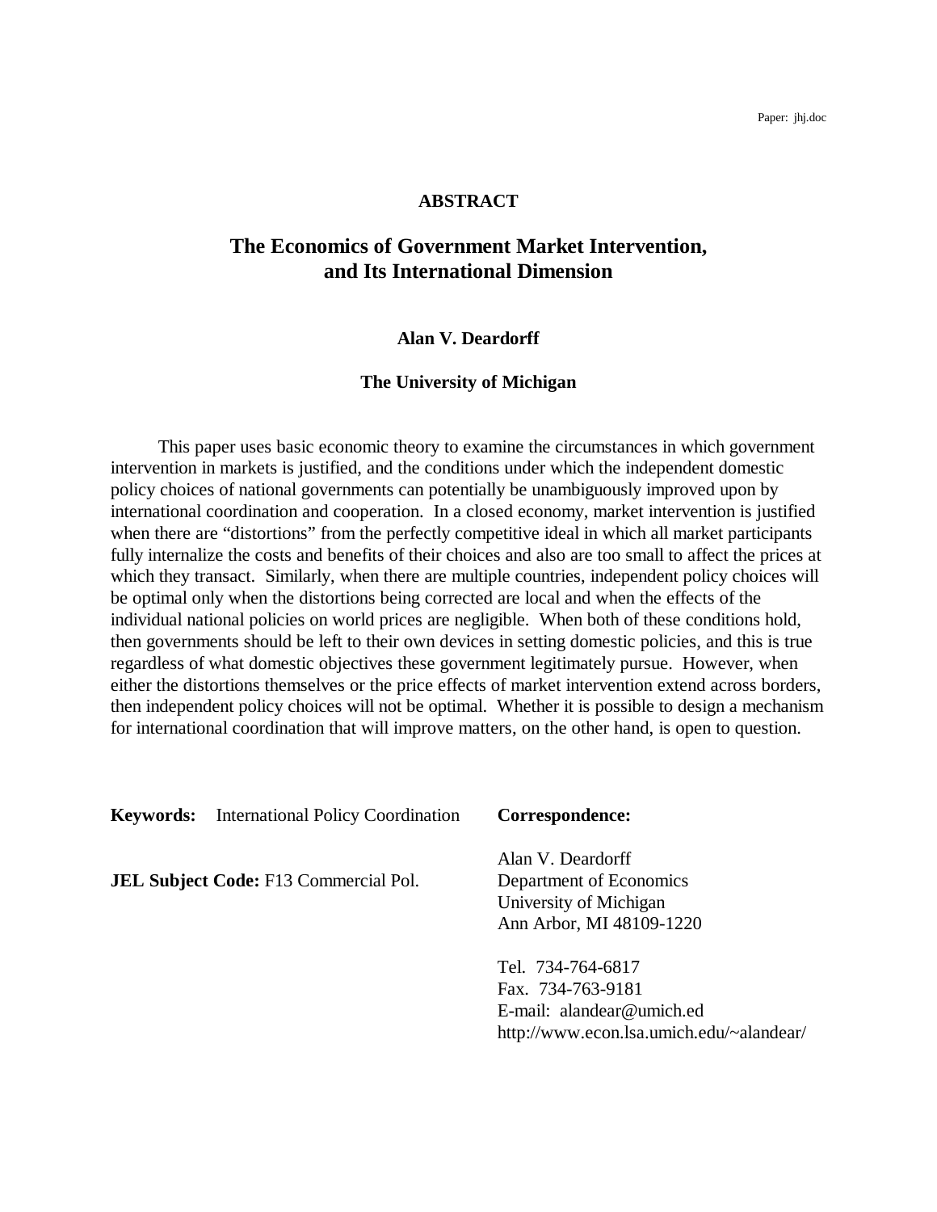Paper: jhj.doc

**ABSTRACT**

# The Economics of Government Market Intervention, and Its International Dimension

**Alan V. Deardorff**

**The University of Michigan**

This paper uses basic economic theory to examine the circumstances in which government intervention in markets is justified, and the conditions under which the independent domestic policy choices of national governments can potentially be unambiguously improved upon by international coordination and cooperation. In a closed economy, market intervention is justified when there are "distortions" from the perfectly competitive ideal in which all market participants fully internalize the costs and benefits of their choices and also are too small to affect the prices at which they transact. Similarly, when there are multiple countries, independent policy choices will be optimal only when the distortions being corrected are local and when the effects of the individual national policies on world prices are negligible. When both of these conditions hold, then governments should be left to their own devices in setting domestic policies, and this is true regardless of what domestic objectives these government legitimately pursue. However, when either the distortions themselves or the price effects of market intervention extend across borders, then independent policy choices will not be optimal. Whether it is possible to design a mechanism for international coordination that will improve matters, on the other hand, is open to question.

**Keywords:** International Policy Coordination

**JEL Subject Code:** F13 Commercial Pol.

**Correspondence:**

Alan V. Deardorff
Department of Economics
University of Michigan
Ann Arbor, MI 48109-1220

Tel. 734-764-6817
Fax. 734-763-9181
E-mail: alandear@umich.ed
http://www.econ.lsa.umich.edu/~alandear/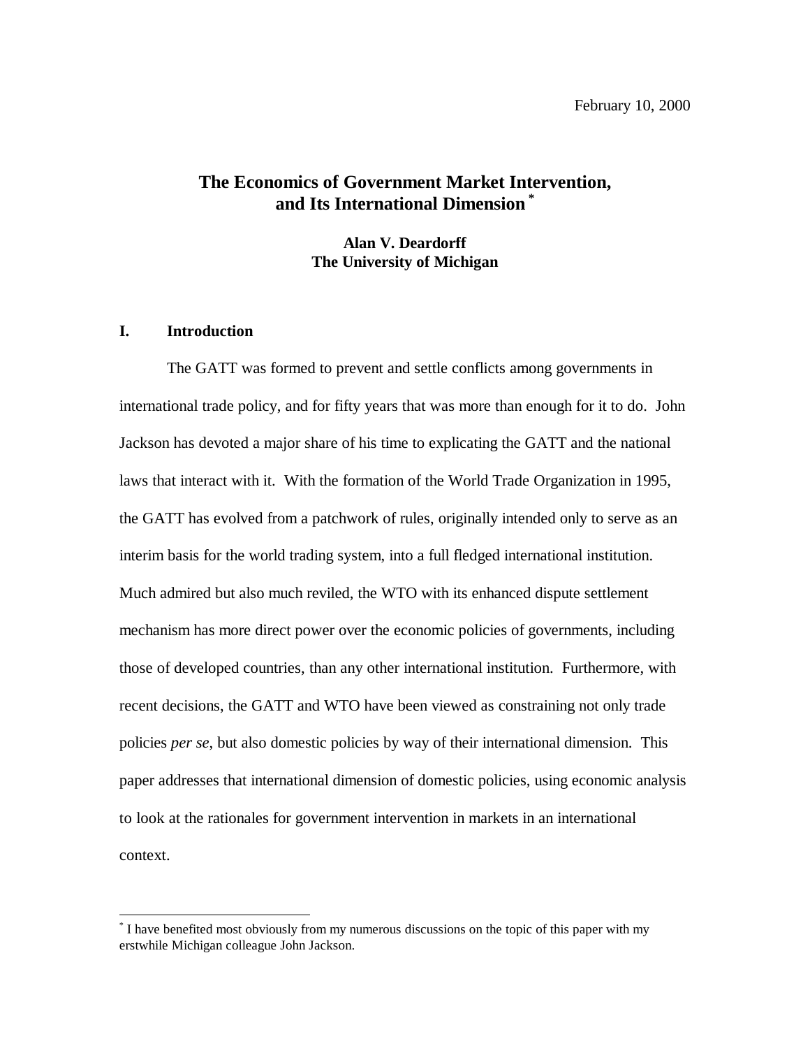February 10, 2000

# The Economics of Government Market Intervention, and Its International Dimension [*]

**Alan V. Deardorff**
**The University of Michigan**

## I. Introduction

The GATT was formed to prevent and settle conflicts among governments in international trade policy, and for fifty years that was more than enough for it to do. John Jackson has devoted a major share of his time to explicating the GATT and the national laws that interact with it. With the formation of the World Trade Organization in 1995, the GATT has evolved from a patchwork of rules, originally intended only to serve as an interim basis for the world trading system, into a full fledged international institution. Much admired but also much reviled, the WTO with its enhanced dispute settlement mechanism has more direct power over the economic policies of governments, including those of developed countries, than any other international institution. Furthermore, with recent decisions, the GATT and WTO have been viewed as constraining not only trade policies *per se*, but also domestic policies by way of their international dimension. This paper addresses that international dimension of domestic policies, using economic analysis to look at the rationales for government intervention in markets in an international context.

[*] I have benefited most obviously from my numerous discussions on the topic of this paper with my erstwhile Michigan colleague John Jackson.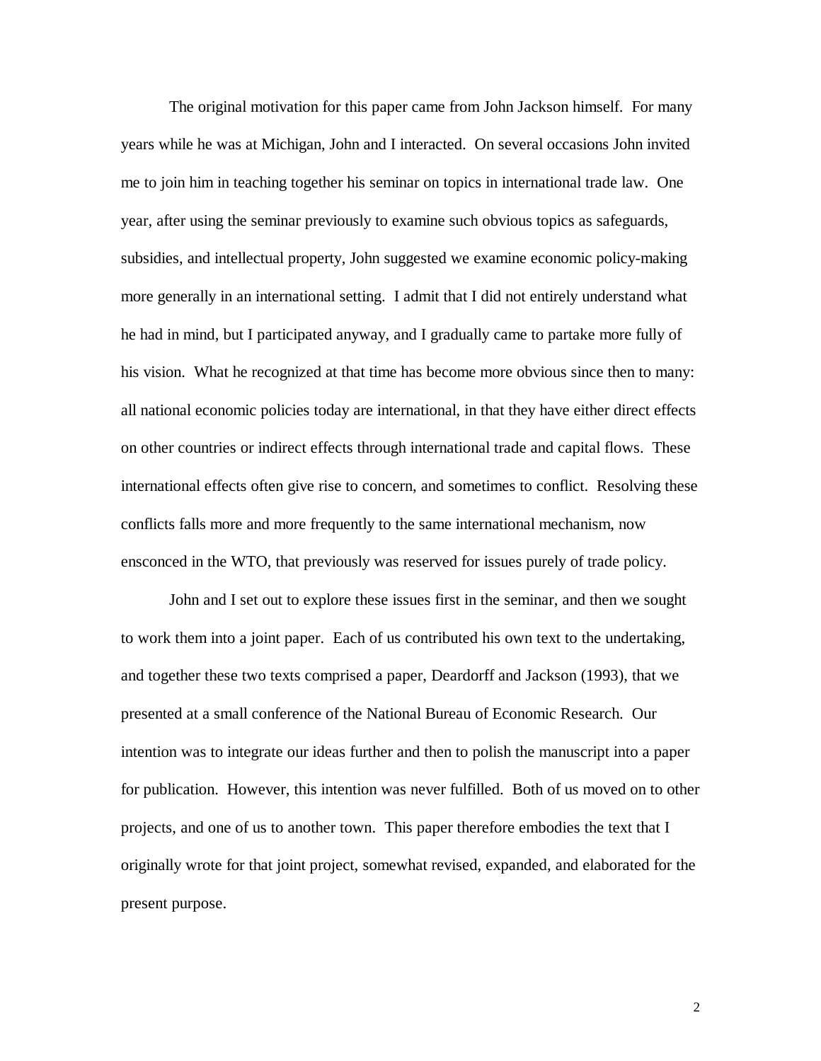The original motivation for this paper came from John Jackson himself. For many years while he was at Michigan, John and I interacted. On several occasions John invited me to join him in teaching together his seminar on topics in international trade law. One year, after using the seminar previously to examine such obvious topics as safeguards, subsidies, and intellectual property, John suggested we examine economic policy-making more generally in an international setting. I admit that I did not entirely understand what he had in mind, but I participated anyway, and I gradually came to partake more fully of his vision. What he recognized at that time has become more obvious since then to many: all national economic policies today are international, in that they have either direct effects on other countries or indirect effects through international trade and capital flows. These international effects often give rise to concern, and sometimes to conflict. Resolving these conflicts falls more and more frequently to the same international mechanism, now ensconced in the WTO, that previously was reserved for issues purely of trade policy.

John and I set out to explore these issues first in the seminar, and then we sought to work them into a joint paper. Each of us contributed his own text to the undertaking, and together these two texts comprised a paper, Deardorff and Jackson (1993), that we presented at a small conference of the National Bureau of Economic Research. Our intention was to integrate our ideas further and then to polish the manuscript into a paper for publication. However, this intention was never fulfilled. Both of us moved on to other projects, and one of us to another town. This paper therefore embodies the text that I originally wrote for that joint project, somewhat revised, expanded, and elaborated for the present purpose.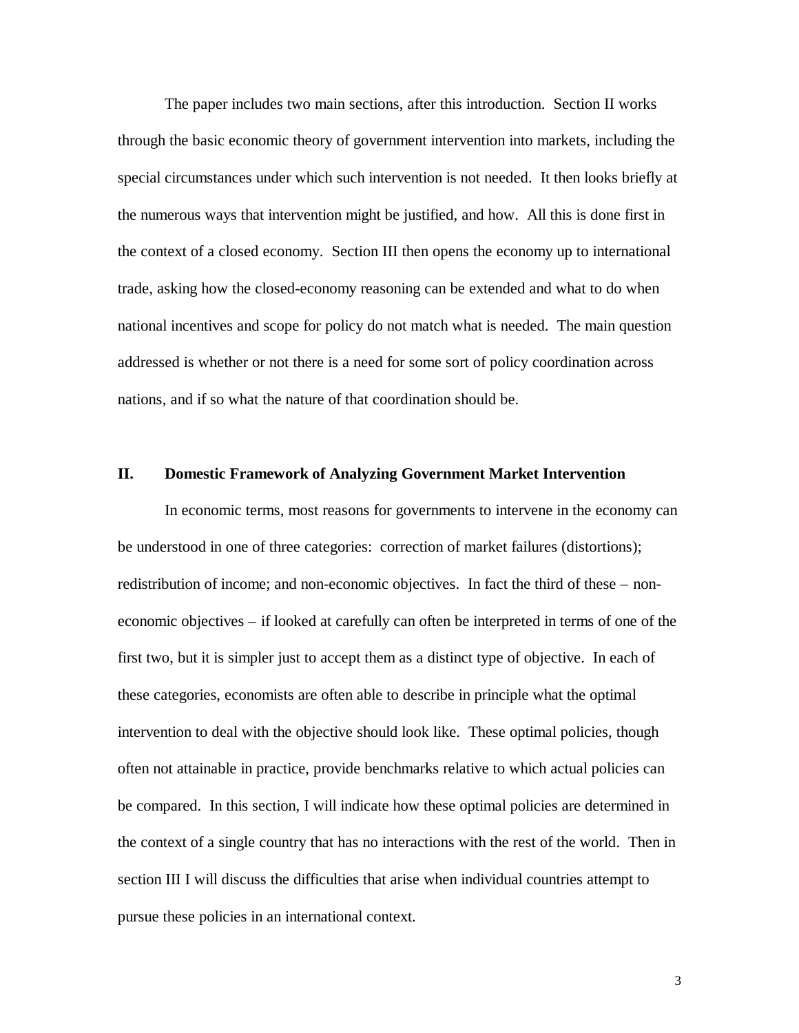The paper includes two main sections, after this introduction. Section II works through the basic economic theory of government intervention into markets, including the special circumstances under which such intervention is not needed. It then looks briefly at the numerous ways that intervention might be justified, and how. All this is done first in the context of a closed economy. Section III then opens the economy up to international trade, asking how the closed-economy reasoning can be extended and what to do when national incentives and scope for policy do not match what is needed. The main question addressed is whether or not there is a need for some sort of policy coordination across nations, and if so what the nature of that coordination should be.

## II. Domestic Framework of Analyzing Government Market Intervention

In economic terms, most reasons for governments to intervene in the economy can be understood in one of three categories: correction of market failures (distortions); redistribution of income; and non-economic objectives. In fact the third of these – non-economic objectives – if looked at carefully can often be interpreted in terms of one of the first two, but it is simpler just to accept them as a distinct type of objective. In each of these categories, economists are often able to describe in principle what the optimal intervention to deal with the objective should look like. These optimal policies, though often not attainable in practice, provide benchmarks relative to which actual policies can be compared. In this section, I will indicate how these optimal policies are determined in the context of a single country that has no interactions with the rest of the world. Then in section III I will discuss the difficulties that arise when individual countries attempt to pursue these policies in an international context.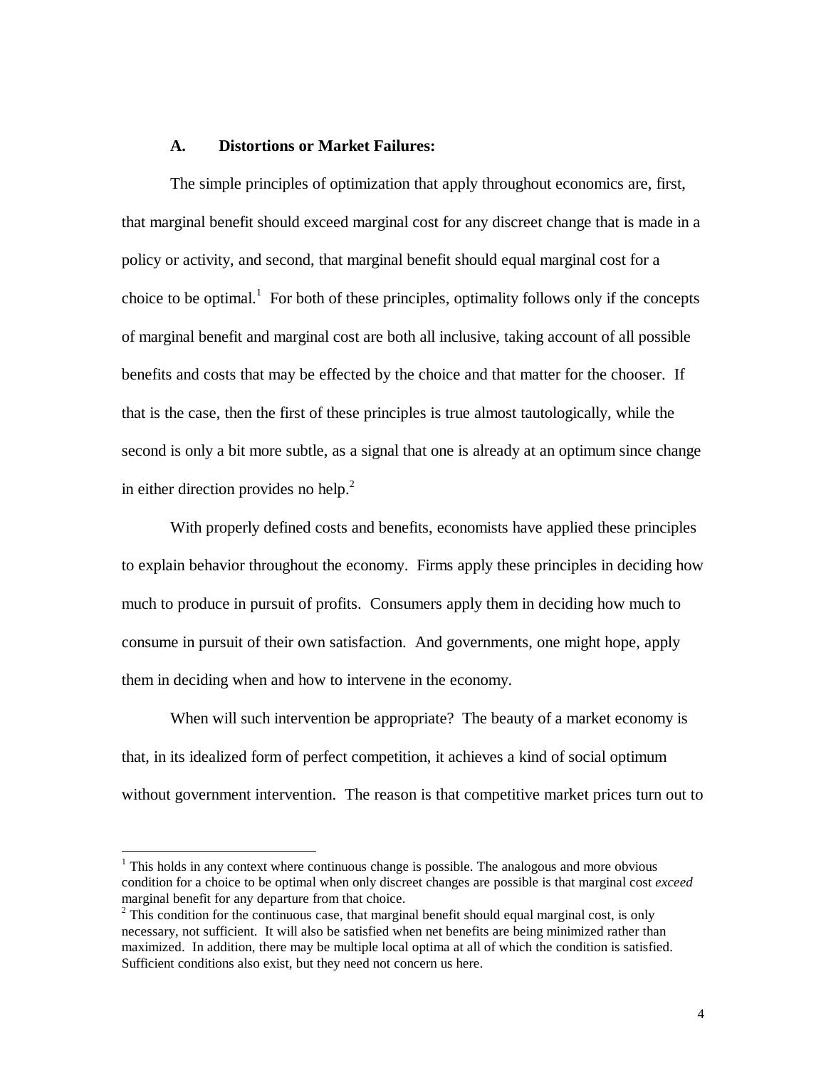### A. Distortions or Market Failures:

The simple principles of optimization that apply throughout economics are, first, that marginal benefit should exceed marginal cost for any discreet change that is made in a policy or activity, and second, that marginal benefit should equal marginal cost for a choice to be optimal.[1] For both of these principles, optimality follows only if the concepts of marginal benefit and marginal cost are both all inclusive, taking account of all possible benefits and costs that may be effected by the choice and that matter for the chooser. If that is the case, then the first of these principles is true almost tautologically, while the second is only a bit more subtle, as a signal that one is already at an optimum since change in either direction provides no help.[2]

With properly defined costs and benefits, economists have applied these principles to explain behavior throughout the economy. Firms apply these principles in deciding how much to produce in pursuit of profits. Consumers apply them in deciding how much to consume in pursuit of their own satisfaction. And governments, one might hope, apply them in deciding when and how to intervene in the economy.

When will such intervention be appropriate? The beauty of a market economy is that, in its idealized form of perfect competition, it achieves a kind of social optimum without government intervention. The reason is that competitive market prices turn out to

---

[1] This holds in any context where continuous change is possible. The analogous and more obvious condition for a choice to be optimal when only discreet changes are possible is that marginal cost *exceed* marginal benefit for any departure from that choice.

[2] This condition for the continuous case, that marginal benefit should equal marginal cost, is only necessary, not sufficient. It will also be satisfied when net benefits are being minimized rather than maximized. In addition, there may be multiple local optima at all of which the condition is satisfied. Sufficient conditions also exist, but they need not concern us here.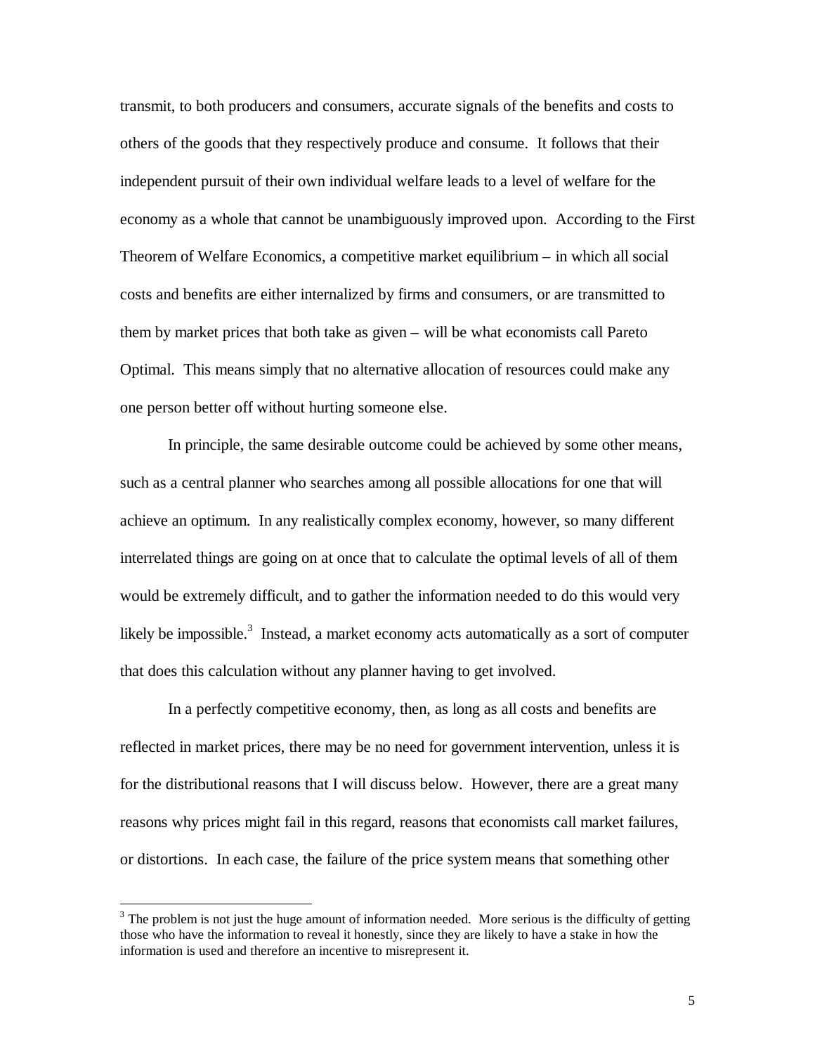transmit, to both producers and consumers, accurate signals of the benefits and costs to others of the goods that they respectively produce and consume. It follows that their independent pursuit of their own individual welfare leads to a level of welfare for the economy as a whole that cannot be unambiguously improved upon. According to the First Theorem of Welfare Economics, a competitive market equilibrium – in which all social costs and benefits are either internalized by firms and consumers, or are transmitted to them by market prices that both take as given – will be what economists call Pareto Optimal. This means simply that no alternative allocation of resources could make any one person better off without hurting someone else.

In principle, the same desirable outcome could be achieved by some other means, such as a central planner who searches among all possible allocations for one that will achieve an optimum. In any realistically complex economy, however, so many different interrelated things are going on at once that to calculate the optimal levels of all of them would be extremely difficult, and to gather the information needed to do this would very likely be impossible.[3] Instead, a market economy acts automatically as a sort of computer that does this calculation without any planner having to get involved.

In a perfectly competitive economy, then, as long as all costs and benefits are reflected in market prices, there may be no need for government intervention, unless it is for the distributional reasons that I will discuss below. However, there are a great many reasons why prices might fail in this regard, reasons that economists call market failures, or distortions. In each case, the failure of the price system means that something other

[3] The problem is not just the huge amount of information needed. More serious is the difficulty of getting those who have the information to reveal it honestly, since they are likely to have a stake in how the information is used and therefore an incentive to misrepresent it.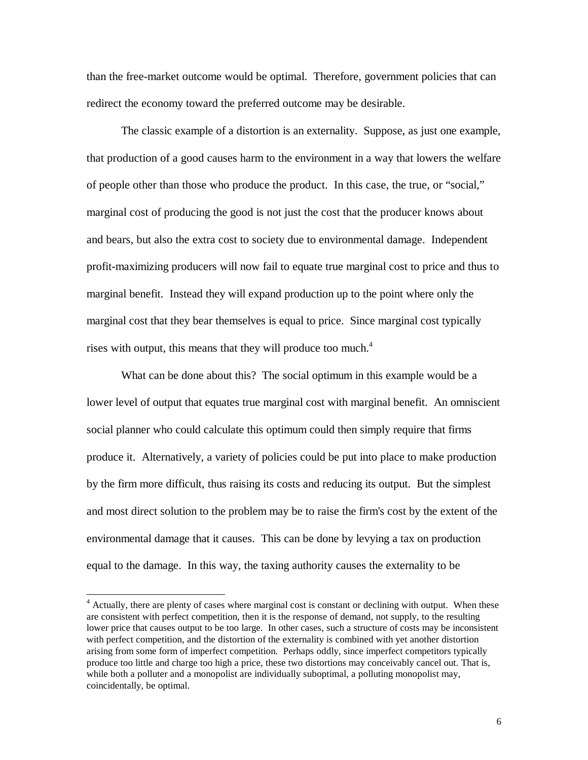than the free-market outcome would be optimal. Therefore, government policies that can redirect the economy toward the preferred outcome may be desirable.

The classic example of a distortion is an externality. Suppose, as just one example, that production of a good causes harm to the environment in a way that lowers the welfare of people other than those who produce the product. In this case, the true, or "social," marginal cost of producing the good is not just the cost that the producer knows about and bears, but also the extra cost to society due to environmental damage. Independent profit-maximizing producers will now fail to equate true marginal cost to price and thus to marginal benefit. Instead they will expand production up to the point where only the marginal cost that they bear themselves is equal to price. Since marginal cost typically rises with output, this means that they will produce too much.[4]

What can be done about this? The social optimum in this example would be a lower level of output that equates true marginal cost with marginal benefit. An omniscient social planner who could calculate this optimum could then simply require that firms produce it. Alternatively, a variety of policies could be put into place to make production by the firm more difficult, thus raising its costs and reducing its output. But the simplest and most direct solution to the problem may be to raise the firm's cost by the extent of the environmental damage that it causes. This can be done by levying a tax on production equal to the damage. In this way, the taxing authority causes the externality to be

[4] Actually, there are plenty of cases where marginal cost is constant or declining with output. When these are consistent with perfect competition, then it is the response of demand, not supply, to the resulting lower price that causes output to be too large. In other cases, such a structure of costs may be inconsistent with perfect competition, and the distortion of the externality is combined with yet another distortion arising from some form of imperfect competition. Perhaps oddly, since imperfect competitors typically produce too little and charge too high a price, these two distortions may conceivably cancel out. That is, while both a polluter and a monopolist are individually suboptimal, a polluting monopolist may, coincidentally, be optimal.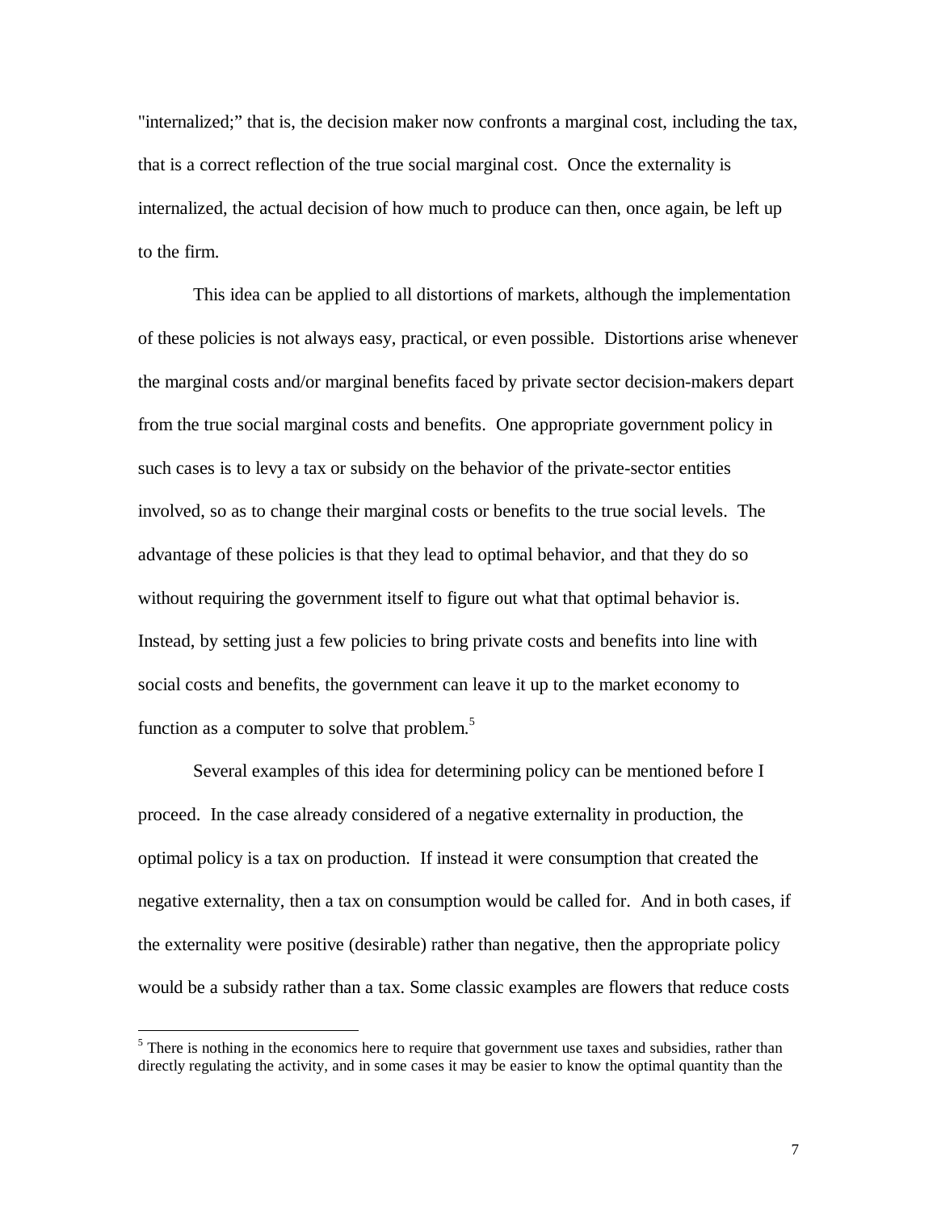"internalized;" that is, the decision maker now confronts a marginal cost, including the tax, that is a correct reflection of the true social marginal cost. Once the externality is internalized, the actual decision of how much to produce can then, once again, be left up to the firm.

This idea can be applied to all distortions of markets, although the implementation of these policies is not always easy, practical, or even possible. Distortions arise whenever the marginal costs and/or marginal benefits faced by private sector decision-makers depart from the true social marginal costs and benefits. One appropriate government policy in such cases is to levy a tax or subsidy on the behavior of the private-sector entities involved, so as to change their marginal costs or benefits to the true social levels. The advantage of these policies is that they lead to optimal behavior, and that they do so without requiring the government itself to figure out what that optimal behavior is. Instead, by setting just a few policies to bring private costs and benefits into line with social costs and benefits, the government can leave it up to the market economy to function as a computer to solve that problem.[5]

Several examples of this idea for determining policy can be mentioned before I proceed. In the case already considered of a negative externality in production, the optimal policy is a tax on production. If instead it were consumption that created the negative externality, then a tax on consumption would be called for. And in both cases, if the externality were positive (desirable) rather than negative, then the appropriate policy would be a subsidy rather than a tax. Some classic examples are flowers that reduce costs

[5] There is nothing in the economics here to require that government use taxes and subsidies, rather than directly regulating the activity, and in some cases it may be easier to know the optimal quantity than the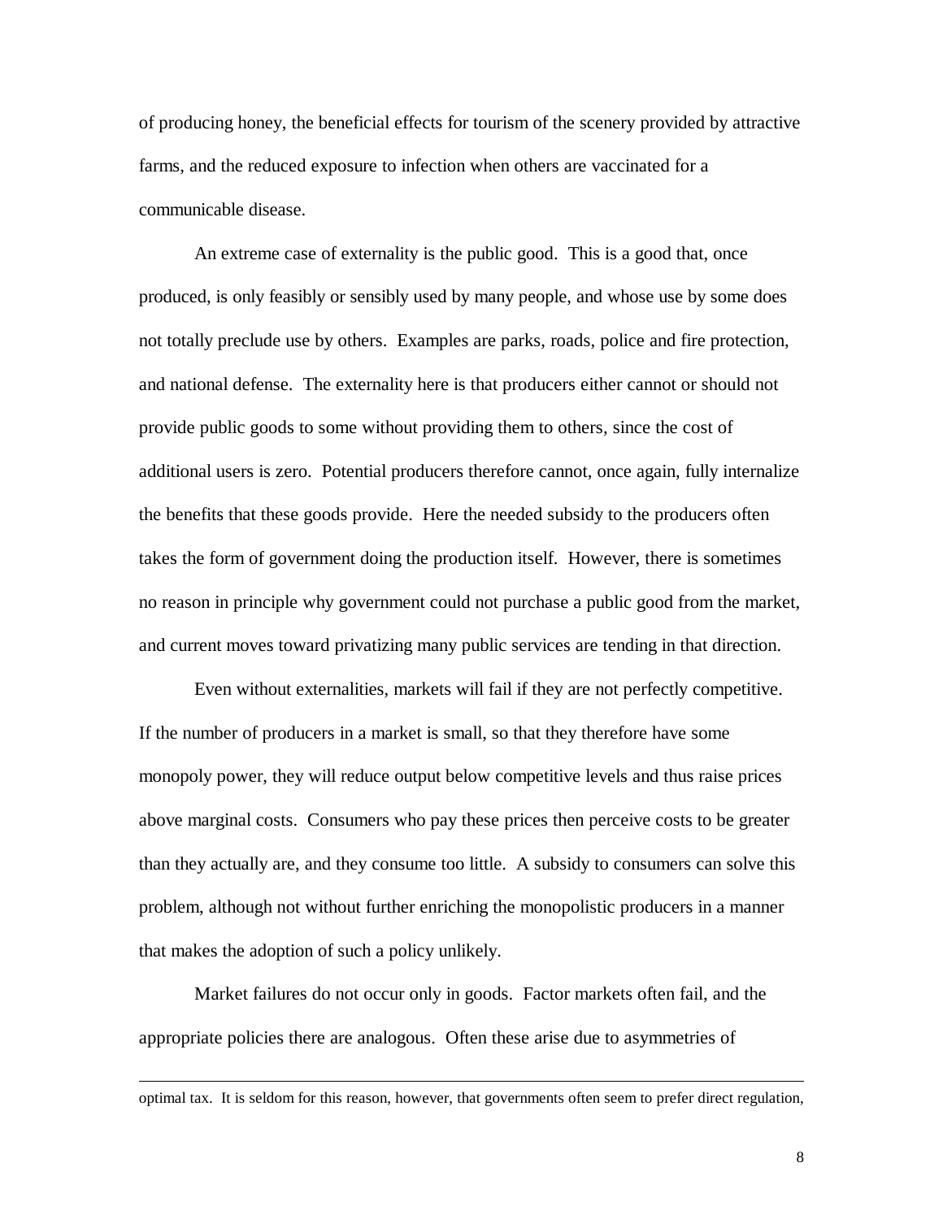of producing honey, the beneficial effects for tourism of the scenery provided by attractive farms, and the reduced exposure to infection when others are vaccinated for a communicable disease.

An extreme case of externality is the public good. This is a good that, once produced, is only feasibly or sensibly used by many people, and whose use by some does not totally preclude use by others. Examples are parks, roads, police and fire protection, and national defense. The externality here is that producers either cannot or should not provide public goods to some without providing them to others, since the cost of additional users is zero. Potential producers therefore cannot, once again, fully internalize the benefits that these goods provide. Here the needed subsidy to the producers often takes the form of government doing the production itself. However, there is sometimes no reason in principle why government could not purchase a public good from the market, and current moves toward privatizing many public services are tending in that direction.

Even without externalities, markets will fail if they are not perfectly competitive. If the number of producers in a market is small, so that they therefore have some monopoly power, they will reduce output below competitive levels and thus raise prices above marginal costs. Consumers who pay these prices then perceive costs to be greater than they actually are, and they consume too little. A subsidy to consumers can solve this problem, although not without further enriching the monopolistic producers in a manner that makes the adoption of such a policy unlikely.

Market failures do not occur only in goods. Factor markets often fail, and the appropriate policies there are analogous. Often these arise due to asymmetries of

---

optimal tax. It is seldom for this reason, however, that governments often seem to prefer direct regulation,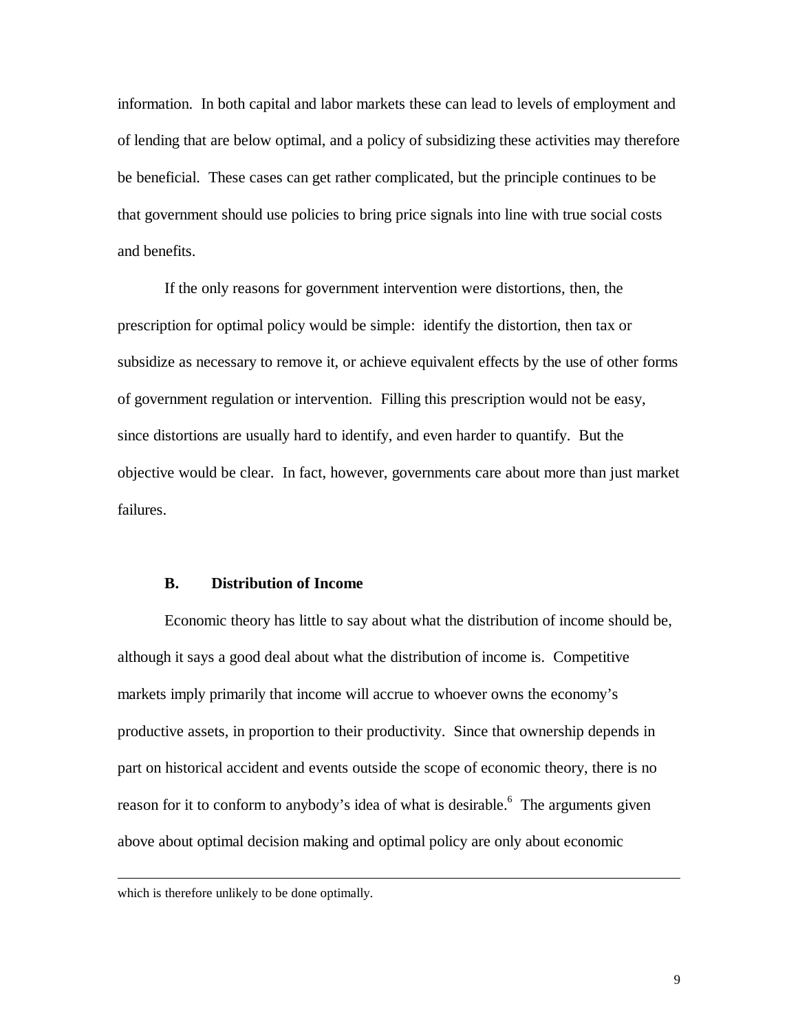information. In both capital and labor markets these can lead to levels of employment and of lending that are below optimal, and a policy of subsidizing these activities may therefore be beneficial. These cases can get rather complicated, but the principle continues to be that government should use policies to bring price signals into line with true social costs and benefits.

If the only reasons for government intervention were distortions, then, the prescription for optimal policy would be simple: identify the distortion, then tax or subsidize as necessary to remove it, or achieve equivalent effects by the use of other forms of government regulation or intervention. Filling this prescription would not be easy, since distortions are usually hard to identify, and even harder to quantify. But the objective would be clear. In fact, however, governments care about more than just market failures.

### B. Distribution of Income

Economic theory has little to say about what the distribution of income should be, although it says a good deal about what the distribution of income is. Competitive markets imply primarily that income will accrue to whoever owns the economy's productive assets, in proportion to their productivity. Since that ownership depends in part on historical accident and events outside the scope of economic theory, there is no reason for it to conform to anybody's idea of what is desirable.[6] The arguments given above about optimal decision making and optimal policy are only about economic

---

which is therefore unlikely to be done optimally.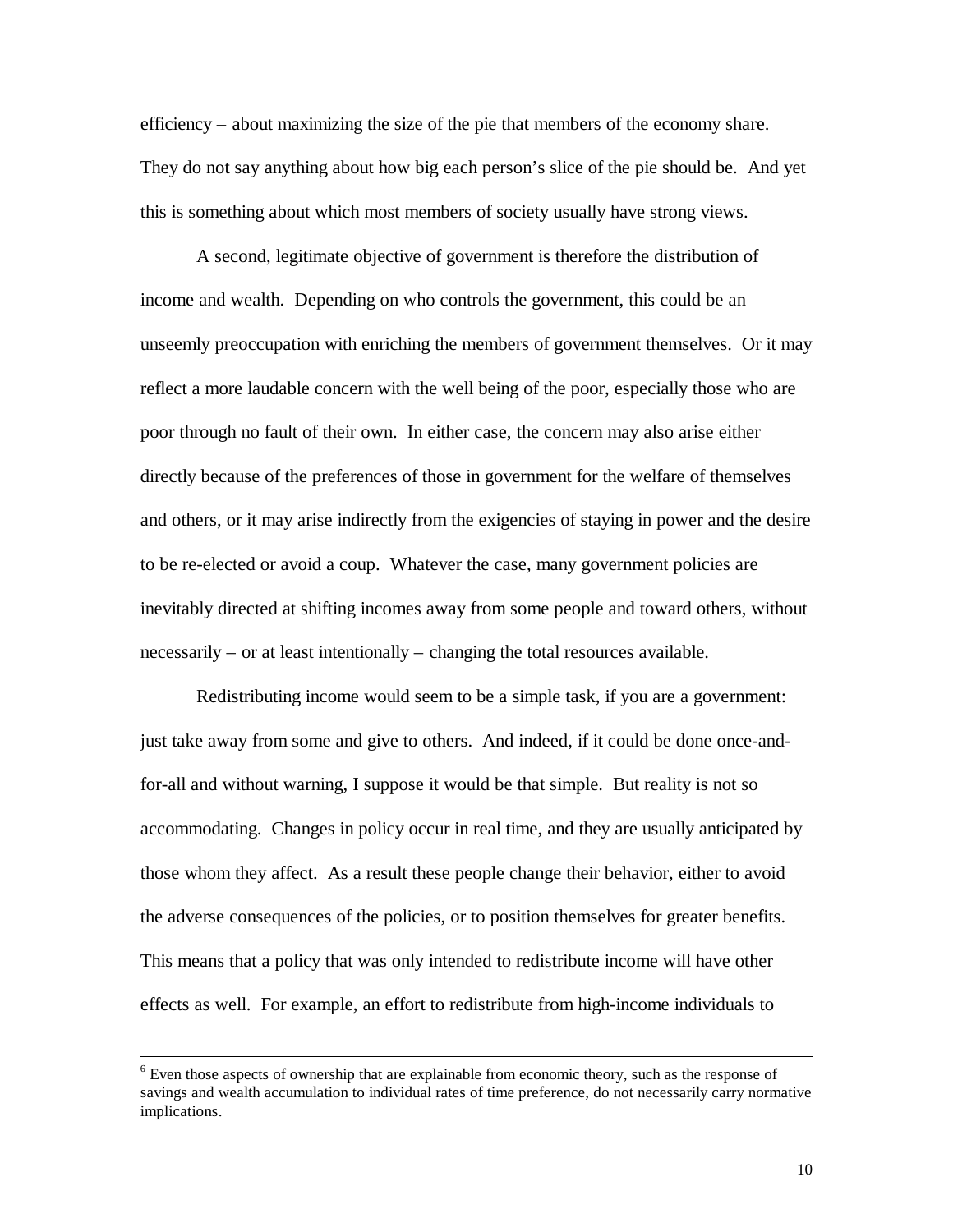efficiency – about maximizing the size of the pie that members of the economy share. They do not say anything about how big each person's slice of the pie should be. And yet this is something about which most members of society usually have strong views.

A second, legitimate objective of government is therefore the distribution of income and wealth. Depending on who controls the government, this could be an unseemly preoccupation with enriching the members of government themselves. Or it may reflect a more laudable concern with the well being of the poor, especially those who are poor through no fault of their own. In either case, the concern may also arise either directly because of the preferences of those in government for the welfare of themselves and others, or it may arise indirectly from the exigencies of staying in power and the desire to be re-elected or avoid a coup. Whatever the case, many government policies are inevitably directed at shifting incomes away from some people and toward others, without necessarily – or at least intentionally – changing the total resources available.

Redistributing income would seem to be a simple task, if you are a government: just take away from some and give to others. And indeed, if it could be done once-and-for-all and without warning, I suppose it would be that simple. But reality is not so accommodating. Changes in policy occur in real time, and they are usually anticipated by those whom they affect. As a result these people change their behavior, either to avoid the adverse consequences of the policies, or to position themselves for greater benefits. This means that a policy that was only intended to redistribute income will have other effects as well. For example, an effort to redistribute from high-income individuals to

[6] Even those aspects of ownership that are explainable from economic theory, such as the response of savings and wealth accumulation to individual rates of time preference, do not necessarily carry normative implications.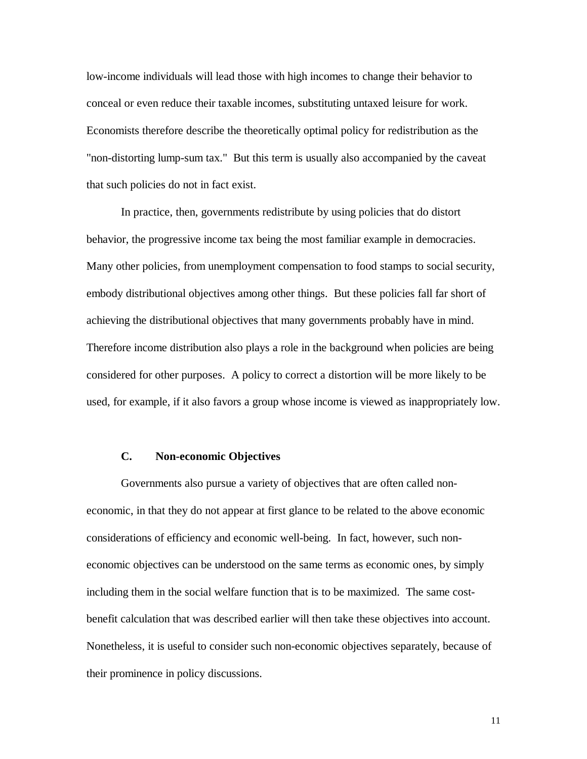low-income individuals will lead those with high incomes to change their behavior to conceal or even reduce their taxable incomes, substituting untaxed leisure for work. Economists therefore describe the theoretically optimal policy for redistribution as the "non-distorting lump-sum tax." But this term is usually also accompanied by the caveat that such policies do not in fact exist.

In practice, then, governments redistribute by using policies that do distort behavior, the progressive income tax being the most familiar example in democracies. Many other policies, from unemployment compensation to food stamps to social security, embody distributional objectives among other things. But these policies fall far short of achieving the distributional objectives that many governments probably have in mind. Therefore income distribution also plays a role in the background when policies are being considered for other purposes. A policy to correct a distortion will be more likely to be used, for example, if it also favors a group whose income is viewed as inappropriately low.

### C. Non-economic Objectives

Governments also pursue a variety of objectives that are often called non-economic, in that they do not appear at first glance to be related to the above economic considerations of efficiency and economic well-being. In fact, however, such non-economic objectives can be understood on the same terms as economic ones, by simply including them in the social welfare function that is to be maximized. The same cost-benefit calculation that was described earlier will then take these objectives into account. Nonetheless, it is useful to consider such non-economic objectives separately, because of their prominence in policy discussions.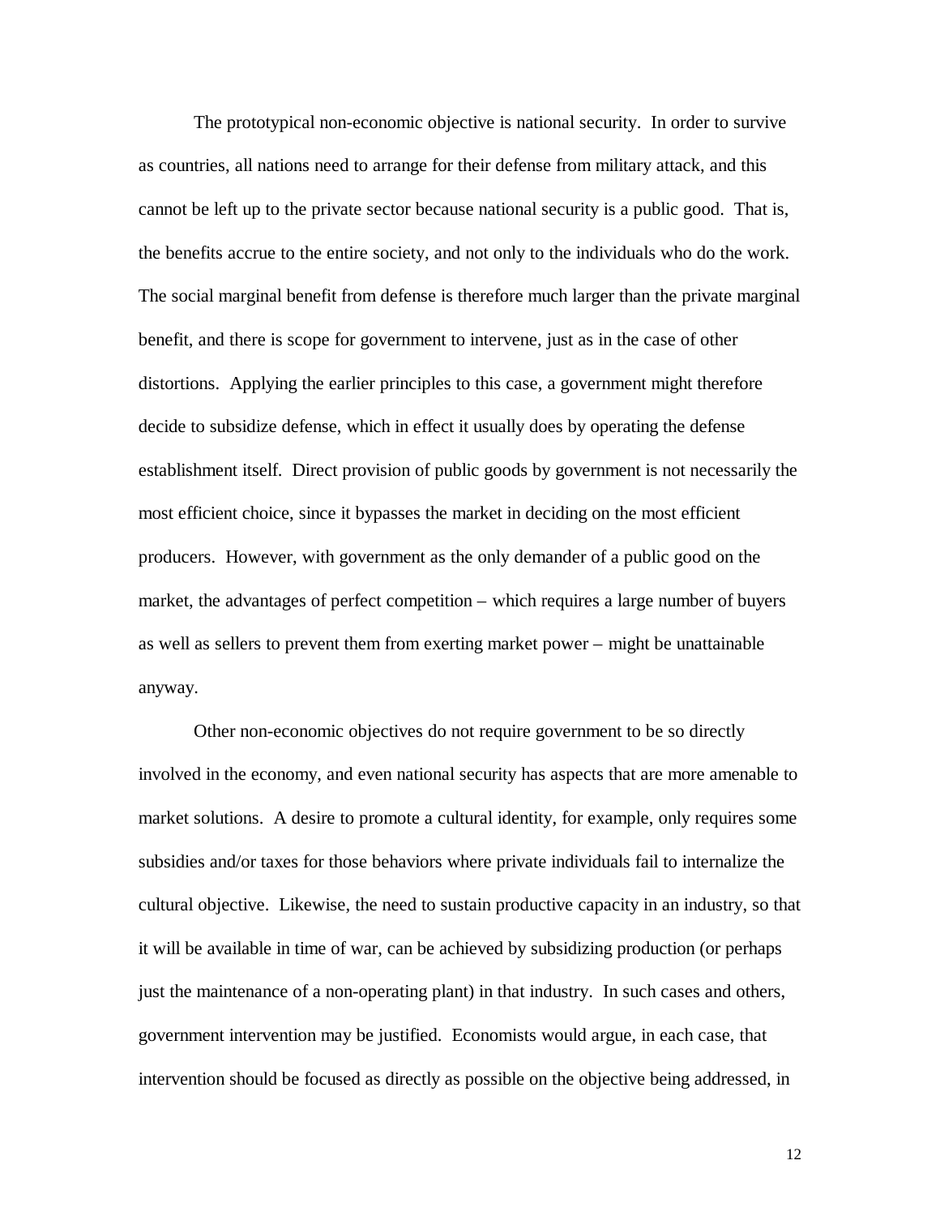The prototypical non-economic objective is national security. In order to survive as countries, all nations need to arrange for their defense from military attack, and this cannot be left up to the private sector because national security is a public good. That is, the benefits accrue to the entire society, and not only to the individuals who do the work. The social marginal benefit from defense is therefore much larger than the private marginal benefit, and there is scope for government to intervene, just as in the case of other distortions. Applying the earlier principles to this case, a government might therefore decide to subsidize defense, which in effect it usually does by operating the defense establishment itself. Direct provision of public goods by government is not necessarily the most efficient choice, since it bypasses the market in deciding on the most efficient producers. However, with government as the only demander of a public good on the market, the advantages of perfect competition – which requires a large number of buyers as well as sellers to prevent them from exerting market power – might be unattainable anyway.

Other non-economic objectives do not require government to be so directly involved in the economy, and even national security has aspects that are more amenable to market solutions. A desire to promote a cultural identity, for example, only requires some subsidies and/or taxes for those behaviors where private individuals fail to internalize the cultural objective. Likewise, the need to sustain productive capacity in an industry, so that it will be available in time of war, can be achieved by subsidizing production (or perhaps just the maintenance of a non-operating plant) in that industry. In such cases and others, government intervention may be justified. Economists would argue, in each case, that intervention should be focused as directly as possible on the objective being addressed, in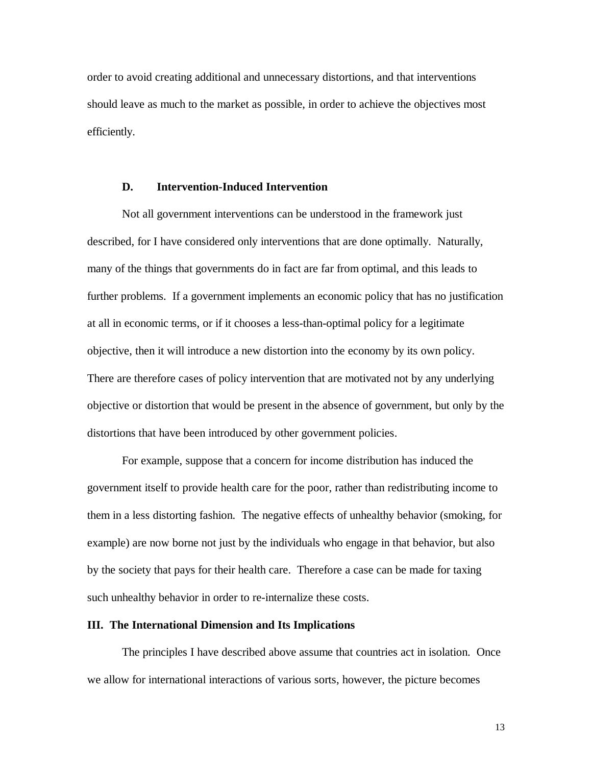order to avoid creating additional and unnecessary distortions, and that interventions should leave as much to the market as possible, in order to achieve the objectives most efficiently.

### D. Intervention-Induced Intervention

Not all government interventions can be understood in the framework just described, for I have considered only interventions that are done optimally. Naturally, many of the things that governments do in fact are far from optimal, and this leads to further problems. If a government implements an economic policy that has no justification at all in economic terms, or if it chooses a less-than-optimal policy for a legitimate objective, then it will introduce a new distortion into the economy by its own policy. There are therefore cases of policy intervention that are motivated not by any underlying objective or distortion that would be present in the absence of government, but only by the distortions that have been introduced by other government policies.

For example, suppose that a concern for income distribution has induced the government itself to provide health care for the poor, rather than redistributing income to them in a less distorting fashion. The negative effects of unhealthy behavior (smoking, for example) are now borne not just by the individuals who engage in that behavior, but also by the society that pays for their health care. Therefore a case can be made for taxing such unhealthy behavior in order to re-internalize these costs.

## III. The International Dimension and Its Implications

The principles I have described above assume that countries act in isolation. Once we allow for international interactions of various sorts, however, the picture becomes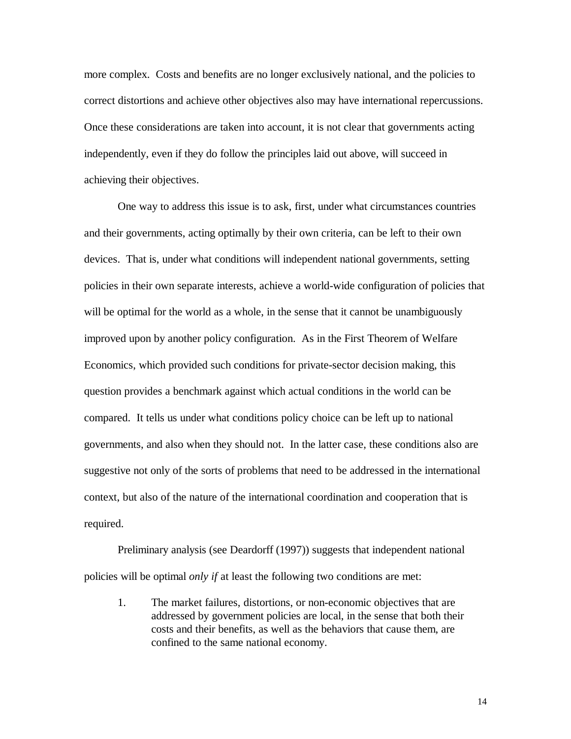more complex. Costs and benefits are no longer exclusively national, and the policies to correct distortions and achieve other objectives also may have international repercussions. Once these considerations are taken into account, it is not clear that governments acting independently, even if they do follow the principles laid out above, will succeed in achieving their objectives.

One way to address this issue is to ask, first, under what circumstances countries and their governments, acting optimally by their own criteria, can be left to their own devices. That is, under what conditions will independent national governments, setting policies in their own separate interests, achieve a world-wide configuration of policies that will be optimal for the world as a whole, in the sense that it cannot be unambiguously improved upon by another policy configuration. As in the First Theorem of Welfare Economics, which provided such conditions for private-sector decision making, this question provides a benchmark against which actual conditions in the world can be compared. It tells us under what conditions policy choice can be left up to national governments, and also when they should not. In the latter case, these conditions also are suggestive not only of the sorts of problems that need to be addressed in the international context, but also of the nature of the international coordination and cooperation that is required.

Preliminary analysis (see Deardorff (1997)) suggests that independent national policies will be optimal *only if* at least the following two conditions are met:

1. The market failures, distortions, or non-economic objectives that are addressed by government policies are local, in the sense that both their costs and their benefits, as well as the behaviors that cause them, are confined to the same national economy.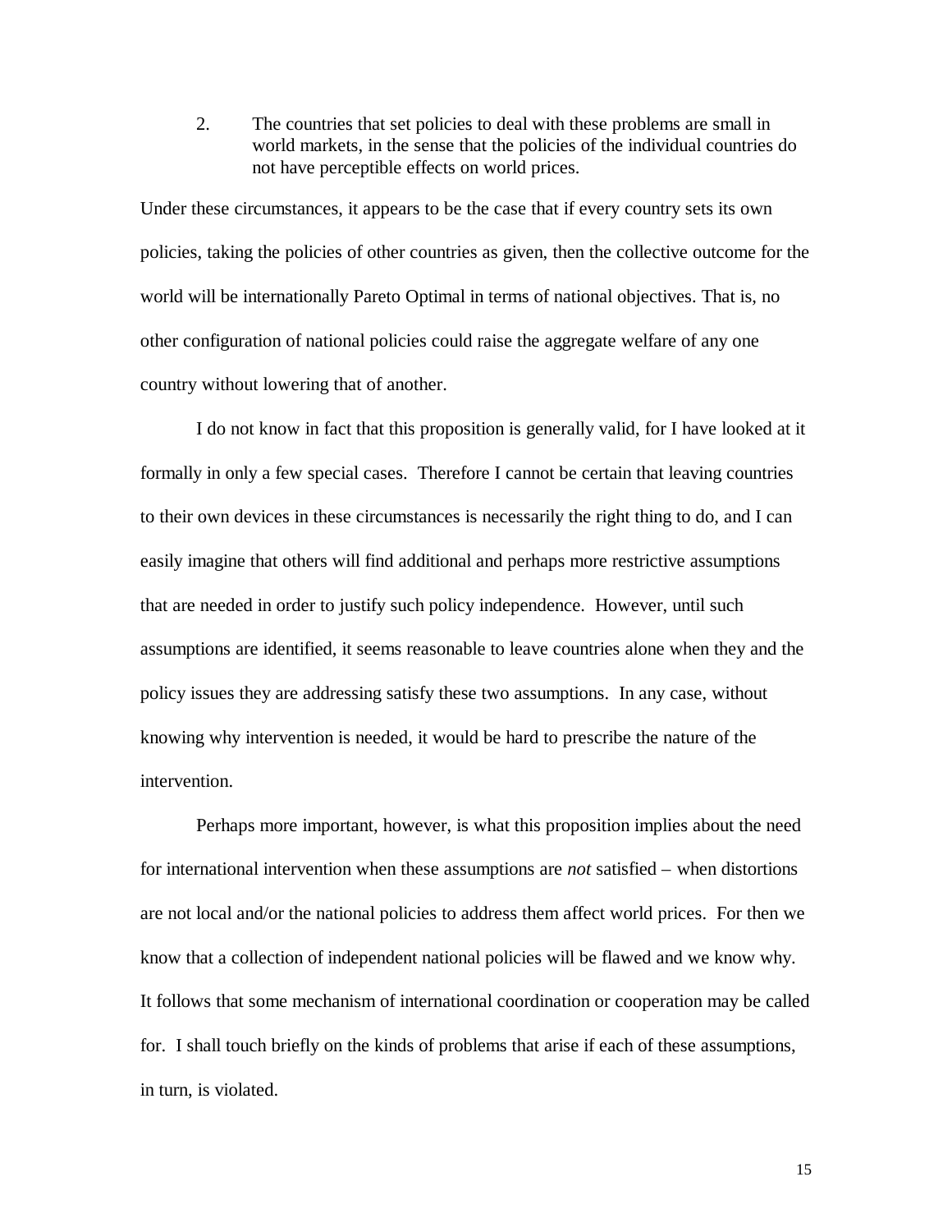2. The countries that set policies to deal with these problems are small in world markets, in the sense that the policies of the individual countries do not have perceptible effects on world prices.

Under these circumstances, it appears to be the case that if every country sets its own policies, taking the policies of other countries as given, then the collective outcome for the world will be internationally Pareto Optimal in terms of national objectives. That is, no other configuration of national policies could raise the aggregate welfare of any one country without lowering that of another.

I do not know in fact that this proposition is generally valid, for I have looked at it formally in only a few special cases. Therefore I cannot be certain that leaving countries to their own devices in these circumstances is necessarily the right thing to do, and I can easily imagine that others will find additional and perhaps more restrictive assumptions that are needed in order to justify such policy independence. However, until such assumptions are identified, it seems reasonable to leave countries alone when they and the policy issues they are addressing satisfy these two assumptions. In any case, without knowing why intervention is needed, it would be hard to prescribe the nature of the intervention.

Perhaps more important, however, is what this proposition implies about the need for international intervention when these assumptions are *not* satisfied – when distortions are not local and/or the national policies to address them affect world prices. For then we know that a collection of independent national policies will be flawed and we know why. It follows that some mechanism of international coordination or cooperation may be called for. I shall touch briefly on the kinds of problems that arise if each of these assumptions, in turn, is violated.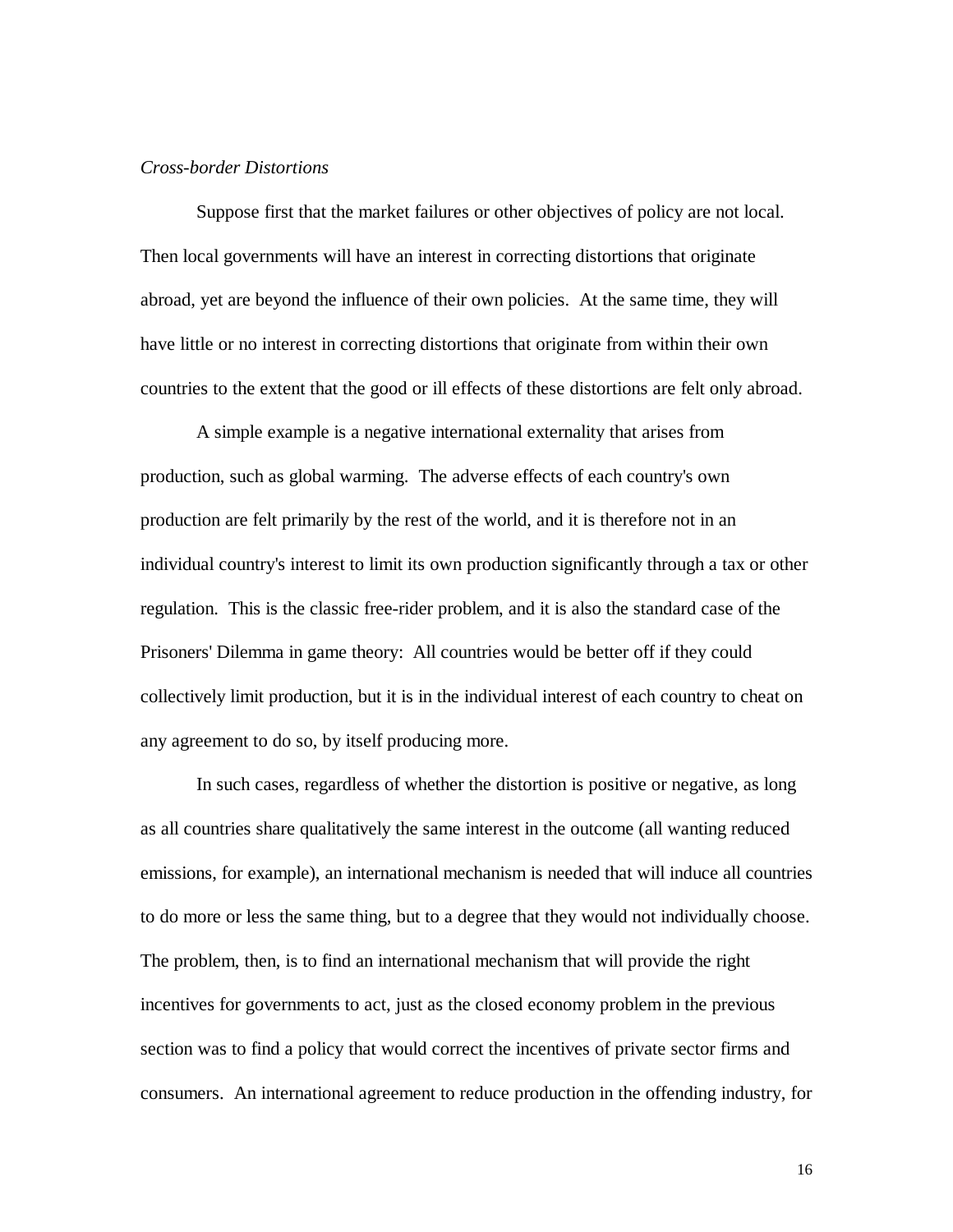*Cross-border Distortions*

Suppose first that the market failures or other objectives of policy are not local. Then local governments will have an interest in correcting distortions that originate abroad, yet are beyond the influence of their own policies. At the same time, they will have little or no interest in correcting distortions that originate from within their own countries to the extent that the good or ill effects of these distortions are felt only abroad.

A simple example is a negative international externality that arises from production, such as global warming. The adverse effects of each country's own production are felt primarily by the rest of the world, and it is therefore not in an individual country's interest to limit its own production significantly through a tax or other regulation. This is the classic free-rider problem, and it is also the standard case of the Prisoners' Dilemma in game theory: All countries would be better off if they could collectively limit production, but it is in the individual interest of each country to cheat on any agreement to do so, by itself producing more.

In such cases, regardless of whether the distortion is positive or negative, as long as all countries share qualitatively the same interest in the outcome (all wanting reduced emissions, for example), an international mechanism is needed that will induce all countries to do more or less the same thing, but to a degree that they would not individually choose. The problem, then, is to find an international mechanism that will provide the right incentives for governments to act, just as the closed economy problem in the previous section was to find a policy that would correct the incentives of private sector firms and consumers. An international agreement to reduce production in the offending industry, for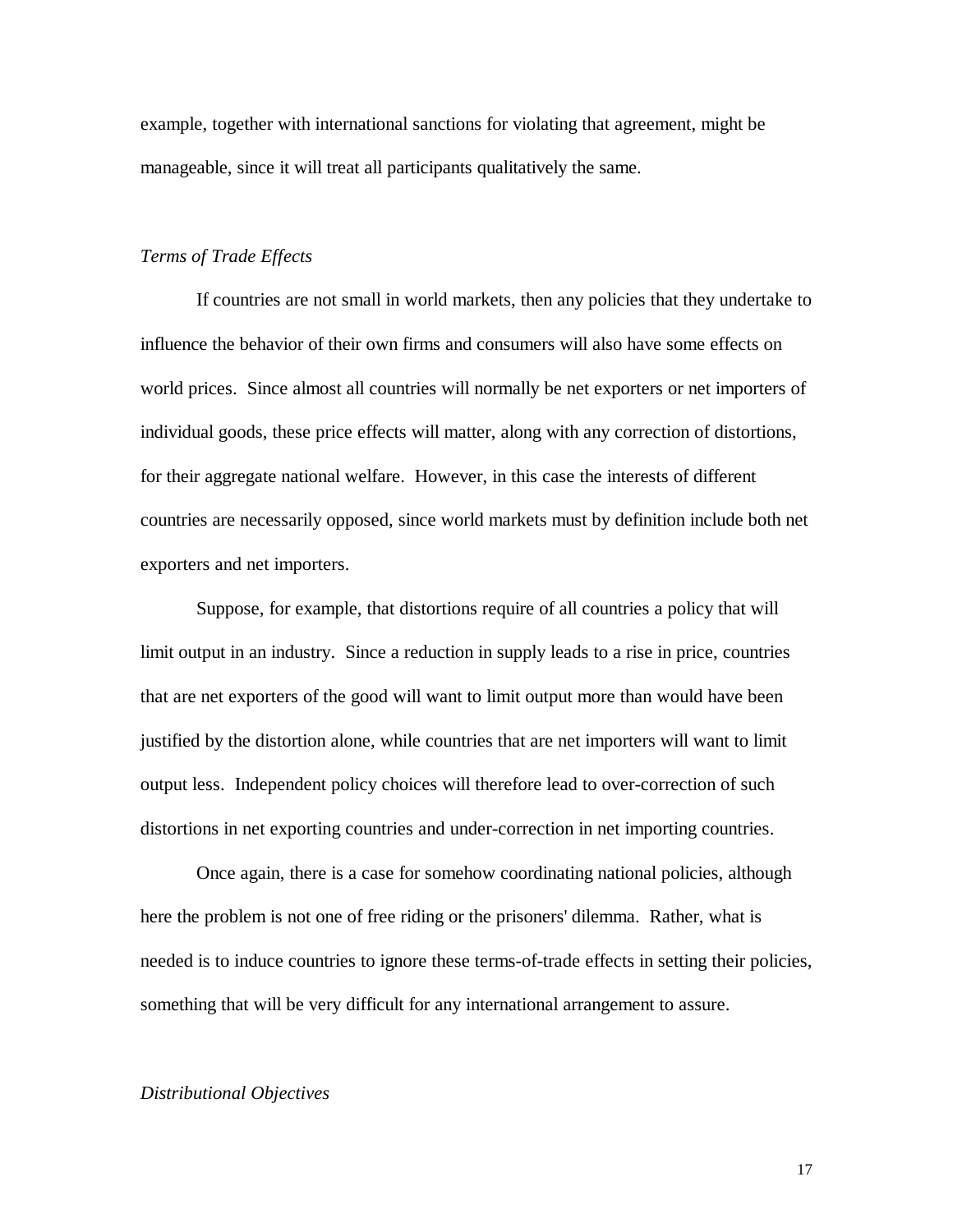example, together with international sanctions for violating that agreement, might be manageable, since it will treat all participants qualitatively the same.

*Terms of Trade Effects*

If countries are not small in world markets, then any policies that they undertake to influence the behavior of their own firms and consumers will also have some effects on world prices. Since almost all countries will normally be net exporters or net importers of individual goods, these price effects will matter, along with any correction of distortions, for their aggregate national welfare. However, in this case the interests of different countries are necessarily opposed, since world markets must by definition include both net exporters and net importers.

Suppose, for example, that distortions require of all countries a policy that will limit output in an industry. Since a reduction in supply leads to a rise in price, countries that are net exporters of the good will want to limit output more than would have been justified by the distortion alone, while countries that are net importers will want to limit output less. Independent policy choices will therefore lead to over-correction of such distortions in net exporting countries and under-correction in net importing countries.

Once again, there is a case for somehow coordinating national policies, although here the problem is not one of free riding or the prisoners' dilemma. Rather, what is needed is to induce countries to ignore these terms-of-trade effects in setting their policies, something that will be very difficult for any international arrangement to assure.

*Distributional Objectives*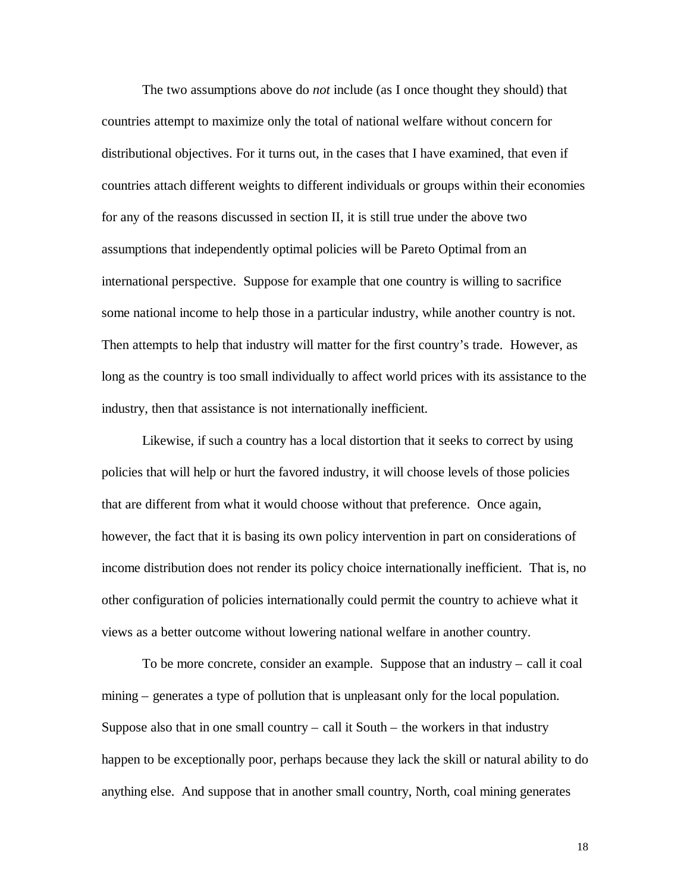The two assumptions above do *not* include (as I once thought they should) that countries attempt to maximize only the total of national welfare without concern for distributional objectives. For it turns out, in the cases that I have examined, that even if countries attach different weights to different individuals or groups within their economies for any of the reasons discussed in section II, it is still true under the above two assumptions that independently optimal policies will be Pareto Optimal from an international perspective. Suppose for example that one country is willing to sacrifice some national income to help those in a particular industry, while another country is not. Then attempts to help that industry will matter for the first country's trade. However, as long as the country is too small individually to affect world prices with its assistance to the industry, then that assistance is not internationally inefficient.

Likewise, if such a country has a local distortion that it seeks to correct by using policies that will help or hurt the favored industry, it will choose levels of those policies that are different from what it would choose without that preference. Once again, however, the fact that it is basing its own policy intervention in part on considerations of income distribution does not render its policy choice internationally inefficient. That is, no other configuration of policies internationally could permit the country to achieve what it views as a better outcome without lowering national welfare in another country.

To be more concrete, consider an example. Suppose that an industry – call it coal mining – generates a type of pollution that is unpleasant only for the local population. Suppose also that in one small country – call it South – the workers in that industry happen to be exceptionally poor, perhaps because they lack the skill or natural ability to do anything else. And suppose that in another small country, North, coal mining generates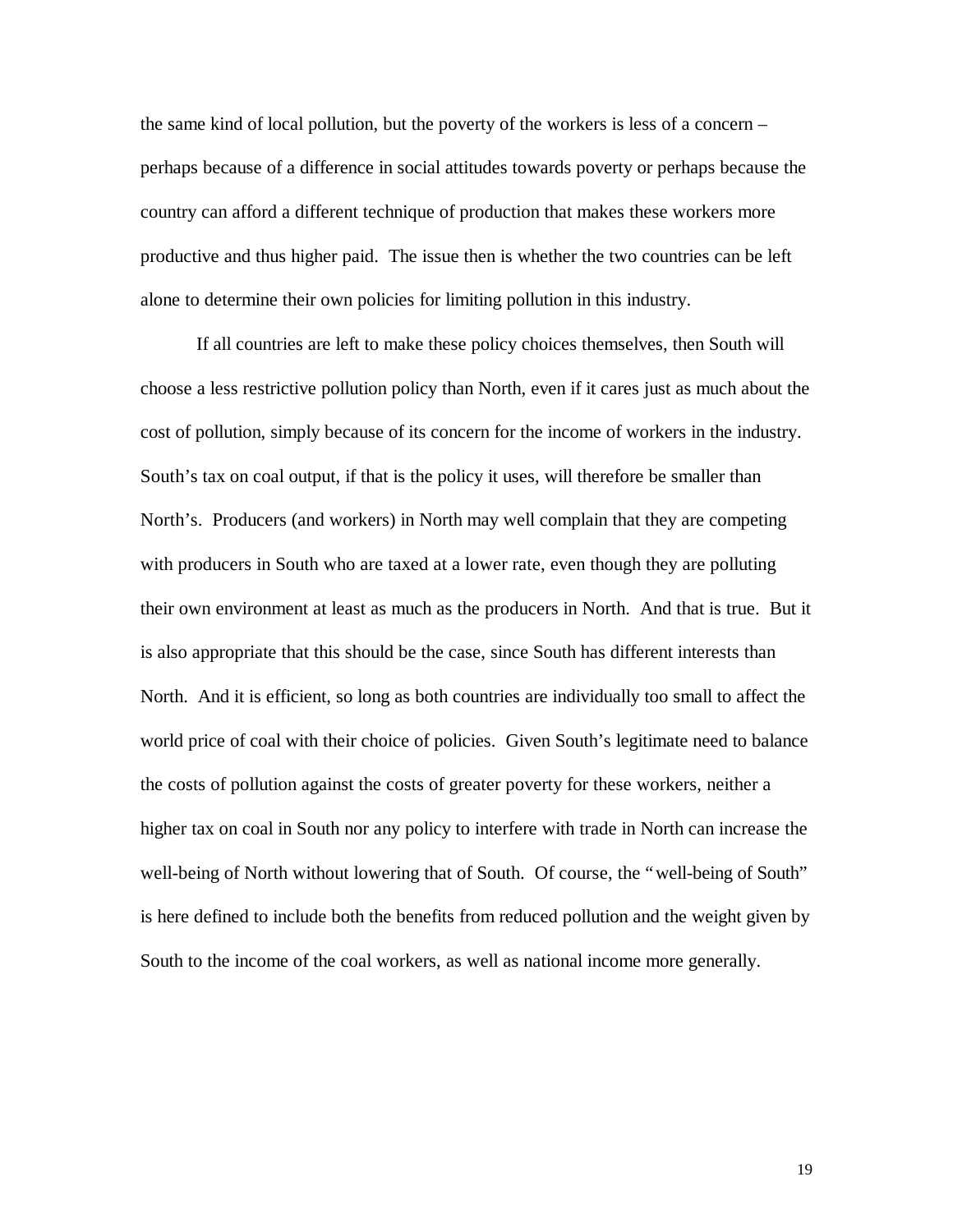the same kind of local pollution, but the poverty of the workers is less of a concern – perhaps because of a difference in social attitudes towards poverty or perhaps because the country can afford a different technique of production that makes these workers more productive and thus higher paid. The issue then is whether the two countries can be left alone to determine their own policies for limiting pollution in this industry.

If all countries are left to make these policy choices themselves, then South will choose a less restrictive pollution policy than North, even if it cares just as much about the cost of pollution, simply because of its concern for the income of workers in the industry. South's tax on coal output, if that is the policy it uses, will therefore be smaller than North's. Producers (and workers) in North may well complain that they are competing with producers in South who are taxed at a lower rate, even though they are polluting their own environment at least as much as the producers in North. And that is true. But it is also appropriate that this should be the case, since South has different interests than North. And it is efficient, so long as both countries are individually too small to affect the world price of coal with their choice of policies. Given South's legitimate need to balance the costs of pollution against the costs of greater poverty for these workers, neither a higher tax on coal in South nor any policy to interfere with trade in North can increase the well-being of North without lowering that of South. Of course, the "well-being of South" is here defined to include both the benefits from reduced pollution and the weight given by South to the income of the coal workers, as well as national income more generally.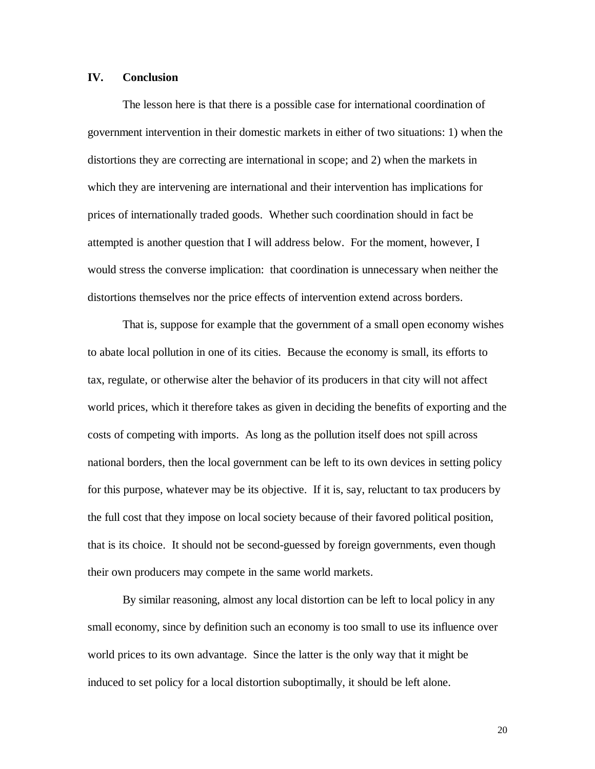## IV. Conclusion

The lesson here is that there is a possible case for international coordination of government intervention in their domestic markets in either of two situations: 1) when the distortions they are correcting are international in scope; and 2) when the markets in which they are intervening are international and their intervention has implications for prices of internationally traded goods. Whether such coordination should in fact be attempted is another question that I will address below. For the moment, however, I would stress the converse implication: that coordination is unnecessary when neither the distortions themselves nor the price effects of intervention extend across borders.

That is, suppose for example that the government of a small open economy wishes to abate local pollution in one of its cities. Because the economy is small, its efforts to tax, regulate, or otherwise alter the behavior of its producers in that city will not affect world prices, which it therefore takes as given in deciding the benefits of exporting and the costs of competing with imports. As long as the pollution itself does not spill across national borders, then the local government can be left to its own devices in setting policy for this purpose, whatever may be its objective. If it is, say, reluctant to tax producers by the full cost that they impose on local society because of their favored political position, that is its choice. It should not be second-guessed by foreign governments, even though their own producers may compete in the same world markets.

By similar reasoning, almost any local distortion can be left to local policy in any small economy, since by definition such an economy is too small to use its influence over world prices to its own advantage. Since the latter is the only way that it might be induced to set policy for a local distortion suboptimally, it should be left alone.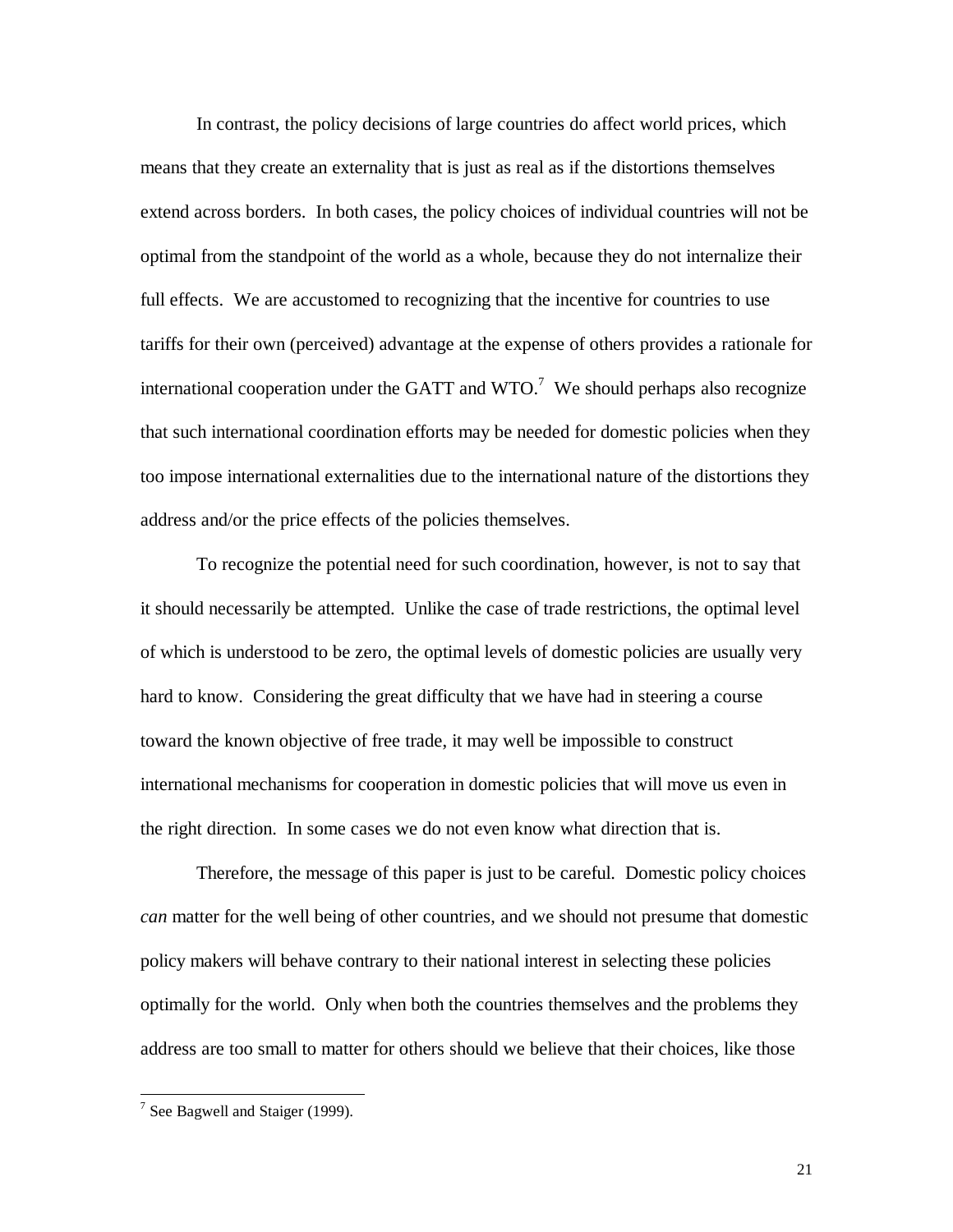In contrast, the policy decisions of large countries do affect world prices, which means that they create an externality that is just as real as if the distortions themselves extend across borders. In both cases, the policy choices of individual countries will not be optimal from the standpoint of the world as a whole, because they do not internalize their full effects. We are accustomed to recognizing that the incentive for countries to use tariffs for their own (perceived) advantage at the expense of others provides a rationale for international cooperation under the GATT and WTO.[7] We should perhaps also recognize that such international coordination efforts may be needed for domestic policies when they too impose international externalities due to the international nature of the distortions they address and/or the price effects of the policies themselves.

To recognize the potential need for such coordination, however, is not to say that it should necessarily be attempted. Unlike the case of trade restrictions, the optimal level of which is understood to be zero, the optimal levels of domestic policies are usually very hard to know. Considering the great difficulty that we have had in steering a course toward the known objective of free trade, it may well be impossible to construct international mechanisms for cooperation in domestic policies that will move us even in the right direction. In some cases we do not even know what direction that is.

Therefore, the message of this paper is just to be careful. Domestic policy choices *can* matter for the well being of other countries, and we should not presume that domestic policy makers will behave contrary to their national interest in selecting these policies optimally for the world. Only when both the countries themselves and the problems they address are too small to matter for others should we believe that their choices, like those

[7] See Bagwell and Staiger (1999).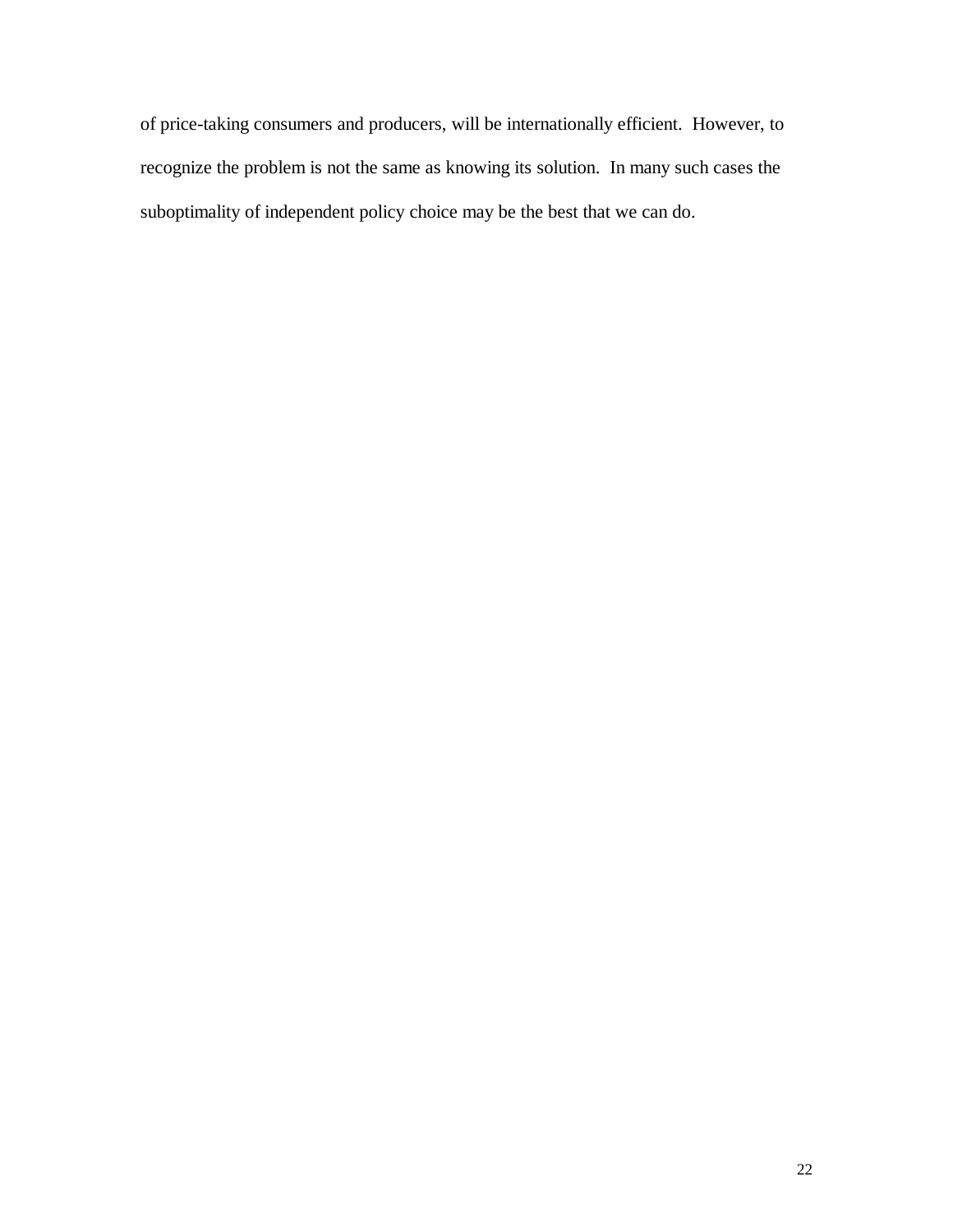of price-taking consumers and producers, will be internationally efficient. However, to recognize the problem is not the same as knowing its solution. In many such cases the suboptimality of independent policy choice may be the best that we can do.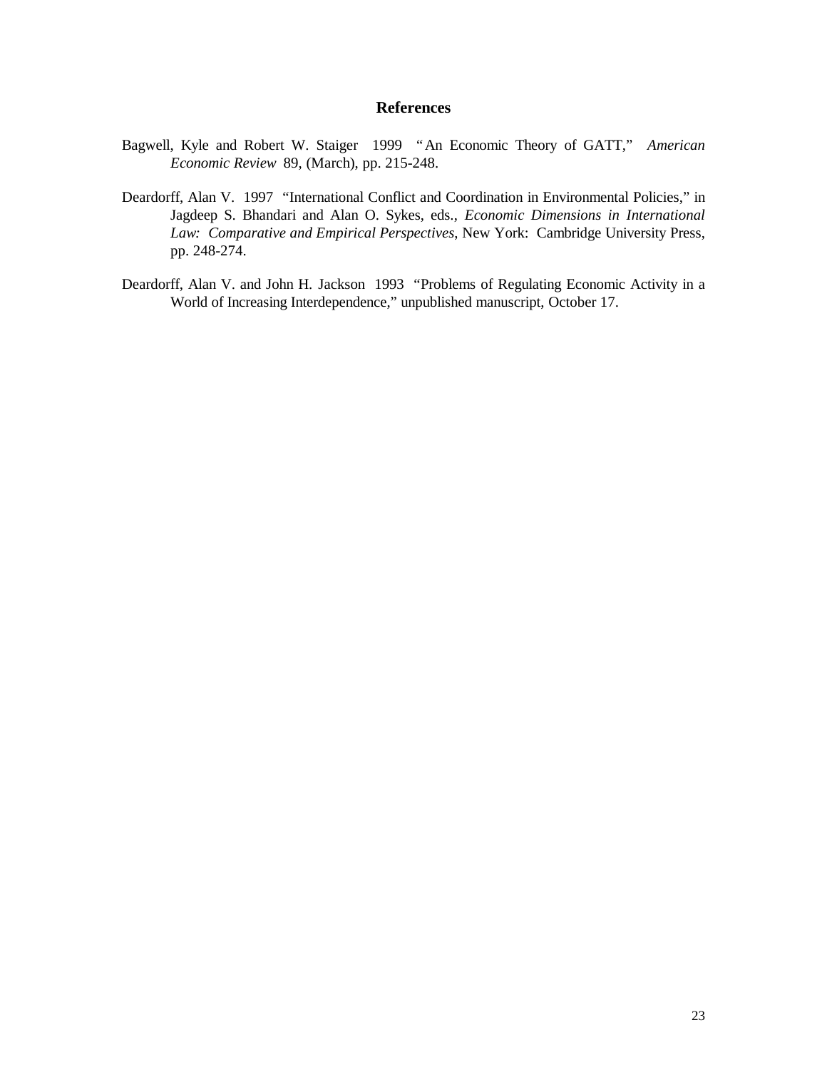## References

Bagwell, Kyle and Robert W. Staiger 1999 "An Economic Theory of GATT," *American Economic Review* 89, (March), pp. 215-248.

Deardorff, Alan V. 1997 "International Conflict and Coordination in Environmental Policies," in Jagdeep S. Bhandari and Alan O. Sykes, eds., *Economic Dimensions in International Law: Comparative and Empirical Perspectives*, New York: Cambridge University Press, pp. 248-274.

Deardorff, Alan V. and John H. Jackson 1993 "Problems of Regulating Economic Activity in a World of Increasing Interdependence," unpublished manuscript, October 17.